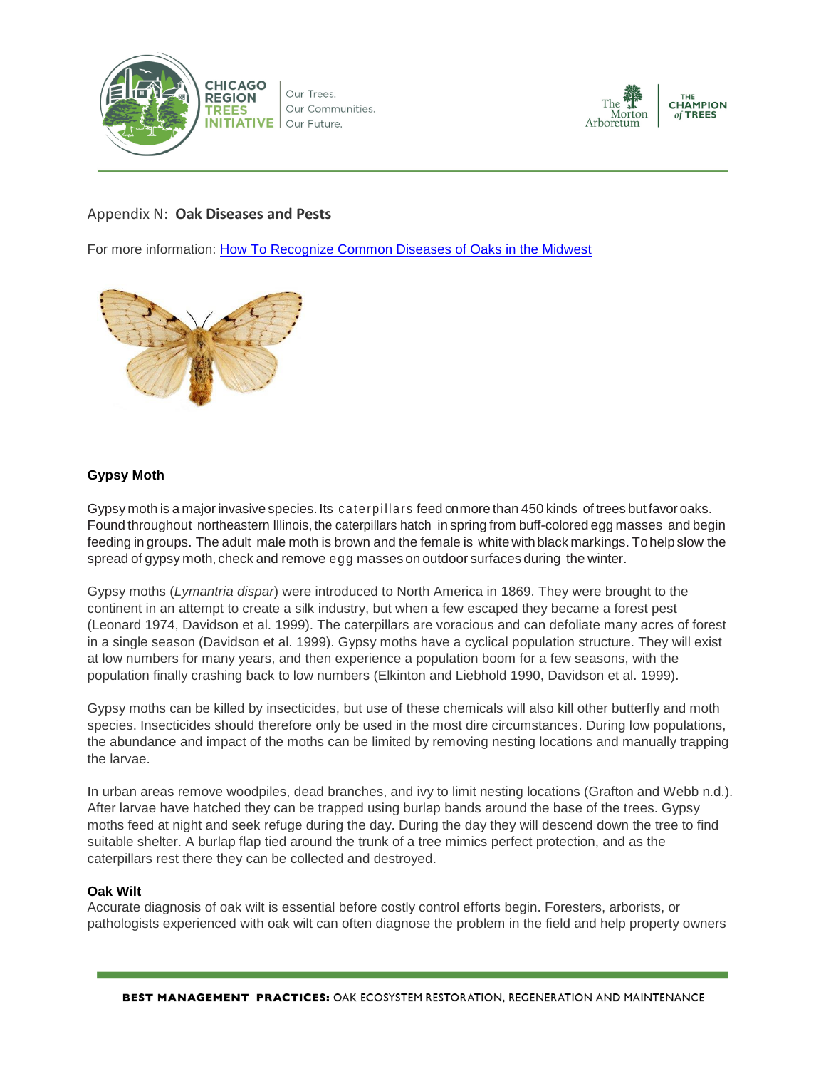## Appendix N: **Oak Diseases and Pests**

For more information: [How To Recognize Common Diseases of Oaks in the Midwest]

### Gypsy Moth

Gypsy moth is a major invasive species. Its caterpillars feed on more than 450 kinds of trees but favor oaks. Found throughout northeastern Illinois, the caterpillars hatch in spring from buff-colored egg masses and begin feeding in groups. The adult male moth is brown and the female is white with black markings. To help slow the spread of gypsy moth, check and remove egg masses on outdoor surfaces during the winter.

Gypsy moths (*Lymantria dispar*) were introduced to North America in 1869. They were brought to the continent in an attempt to create a silk industry, but when a few escaped they became a forest pest (Leonard 1974, Davidson et al. 1999). The caterpillars are voracious and can defoliate many acres of forest in a single season (Davidson et al. 1999). Gypsy moths have a cyclical population structure. They will exist at low numbers for many years, and then experience a population boom for a few seasons, with the population finally crashing back to low numbers (Elkinton and Liebhold 1990, Davidson et al. 1999).

Gypsy moths can be killed by insecticides, but use of these chemicals will also kill other butterfly and moth species. Insecticides should therefore only be used in the most dire circumstances. During low populations, the abundance and impact of the moths can be limited by removing nesting locations and manually trapping the larvae.

In urban areas remove woodpiles, dead branches, and ivy to limit nesting locations (Grafton and Webb n.d.). After larvae have hatched they can be trapped using burlap bands around the base of the trees. Gypsy moths feed at night and seek refuge during the day. During the day they will descend down the tree to find suitable shelter. A burlap flap tied around the trunk of a tree mimics perfect protection, and as the caterpillars rest there they can be collected and destroyed.

### Oak Wilt

Accurate diagnosis of oak wilt is essential before costly control efforts begin. Foresters, arborists, or pathologists experienced with oak wilt can often diagnose the problem in the field and help property owners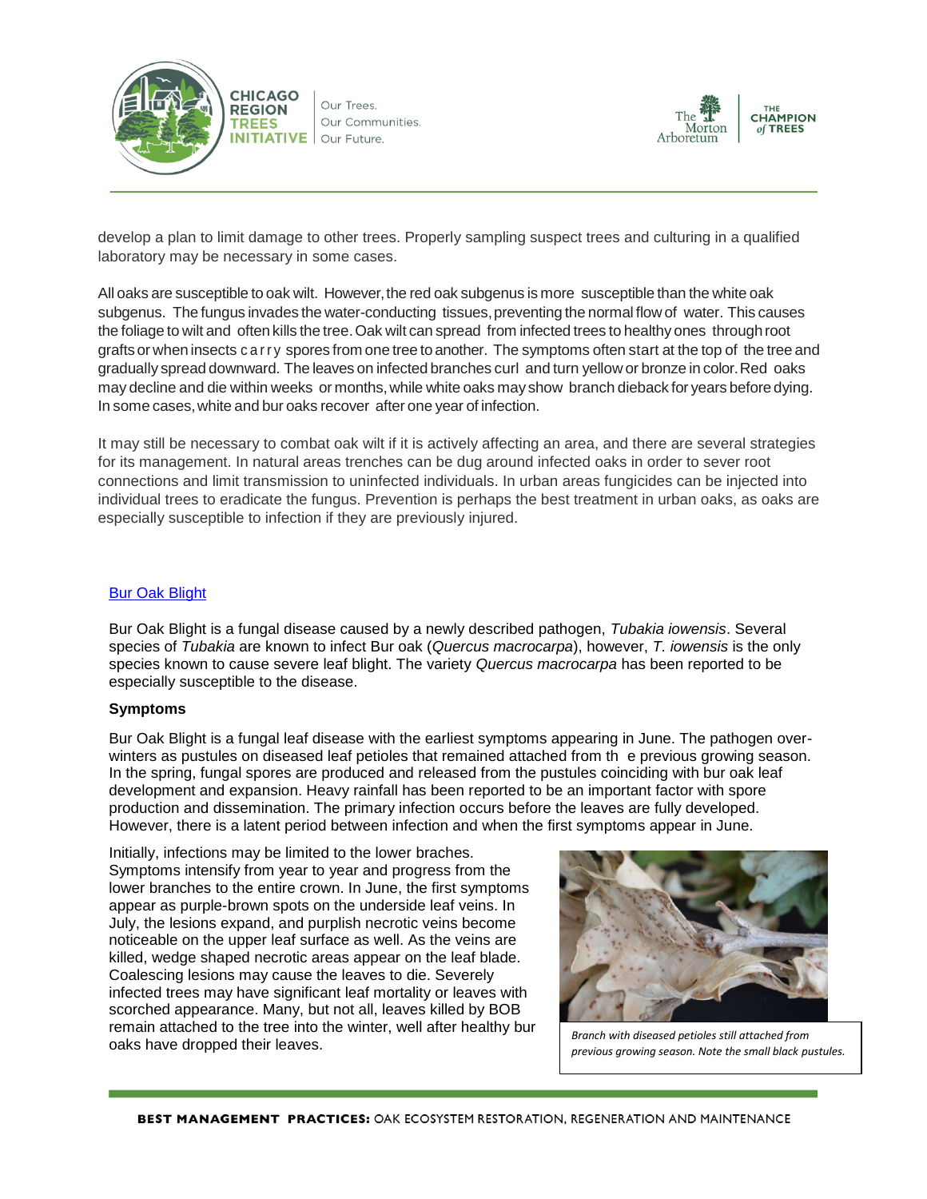develop a plan to limit damage to other trees. Properly sampling suspect trees and culturing in a qualified laboratory may be necessary in some cases.

All oaks are susceptible to oak wilt. However, the red oak subgenus is more susceptible than the white oak subgenus. The fungus invades the water-conducting tissues, preventing the normal flow of water. This causes the foliage to wilt and often kills the tree. Oak wilt can spread from infected trees to healthy ones through root grafts or when insects carry spores from one tree to another. The symptoms often start at the top of the tree and gradually spread downward. The leaves on infected branches curl and turn yellow or bronze in color. Red oaks may decline and die within weeks or months, while white oaks may show branch dieback for years before dying. In some cases, white and bur oaks recover after one year of infection.

It may still be necessary to combat oak wilt if it is actively affecting an area, and there are several strategies for its management. In natural areas trenches can be dug around infected oaks in order to sever root connections and limit transmission to uninfected individuals. In urban areas fungicides can be injected into individual trees to eradicate the fungus. Prevention is perhaps the best treatment in urban oaks, as oaks are especially susceptible to infection if they are previously injured.

## Bur Oak Blight

Bur Oak Blight is a fungal disease caused by a newly described pathogen, *Tubakia iowensis*. Several species of *Tubakia* are known to infect Bur oak (*Quercus macrocarpa*), however, *T. iowensis* is the only species known to cause severe leaf blight. The variety *Quercus macrocarpa* has been reported to be especially susceptible to the disease.

**Symptoms**

Bur Oak Blight is a fungal leaf disease with the earliest symptoms appearing in June. The pathogen over-winters as pustules on diseased leaf petioles that remained attached from the previous growing season. In the spring, fungal spores are produced and released from the pustules coinciding with bur oak leaf development and expansion. Heavy rainfall has been reported to be an important factor with spore production and dissemination. The primary infection occurs before the leaves are fully developed. However, there is a latent period between infection and when the first symptoms appear in June.

Initially, infections may be limited to the lower braches. Symptoms intensify from year to year and progress from the lower branches to the entire crown. In June, the first symptoms appear as purple-brown spots on the underside leaf veins. In July, the lesions expand, and purplish necrotic veins become noticeable on the upper leaf surface as well. As the veins are killed, wedge shaped necrotic areas appear on the leaf blade. Coalescing lesions may cause the leaves to die. Severely infected trees may have significant leaf mortality or leaves with scorched appearance. Many, but not all, leaves killed by BOB remain attached to the tree into the winter, well after healthy bur oaks have dropped their leaves.

*Branch with diseased petioles still attached from previous growing season. Note the small black pustules.*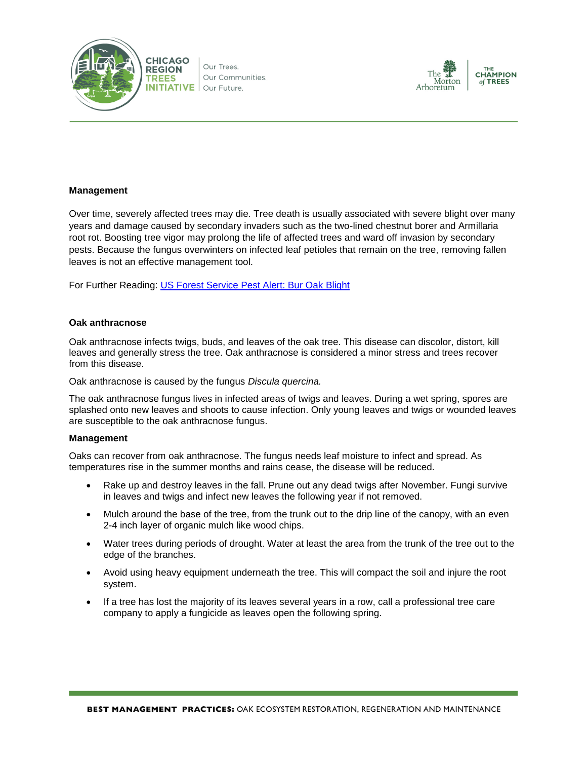**Management**

Over time, severely affected trees may die. Tree death is usually associated with severe blight over many years and damage caused by secondary invaders such as the two-lined chestnut borer and Armillaria root rot. Boosting tree vigor may prolong the life of affected trees and ward off invasion by secondary pests. Because the fungus overwinters on infected leaf petioles that remain on the tree, removing fallen leaves is not an effective management tool.

For Further Reading: [US Forest Service Pest Alert: Bur Oak Blight]

**Oak anthracnose**

Oak anthracnose infects twigs, buds, and leaves of the oak tree. This disease can discolor, distort, kill leaves and generally stress the tree. Oak anthracnose is considered a minor stress and trees recover from this disease.

Oak anthracnose is caused by the fungus *Discula quercina.*

The oak anthracnose fungus lives in infected areas of twigs and leaves. During a wet spring, spores are splashed onto new leaves and shoots to cause infection. Only young leaves and twigs or wounded leaves are susceptible to the oak anthracnose fungus.

**Management**

Oaks can recover from oak anthracnose. The fungus needs leaf moisture to infect and spread. As temperatures rise in the summer months and rains cease, the disease will be reduced.

- Rake up and destroy leaves in the fall. Prune out any dead twigs after November. Fungi survive in leaves and twigs and infect new leaves the following year if not removed.
- Mulch around the base of the tree, from the trunk out to the drip line of the canopy, with an even 2-4 inch layer of organic mulch like wood chips.
- Water trees during periods of drought. Water at least the area from the trunk of the tree out to the edge of the branches.
- Avoid using heavy equipment underneath the tree. This will compact the soil and injure the root system.
- If a tree has lost the majority of its leaves several years in a row, call a professional tree care company to apply a fungicide as leaves open the following spring.